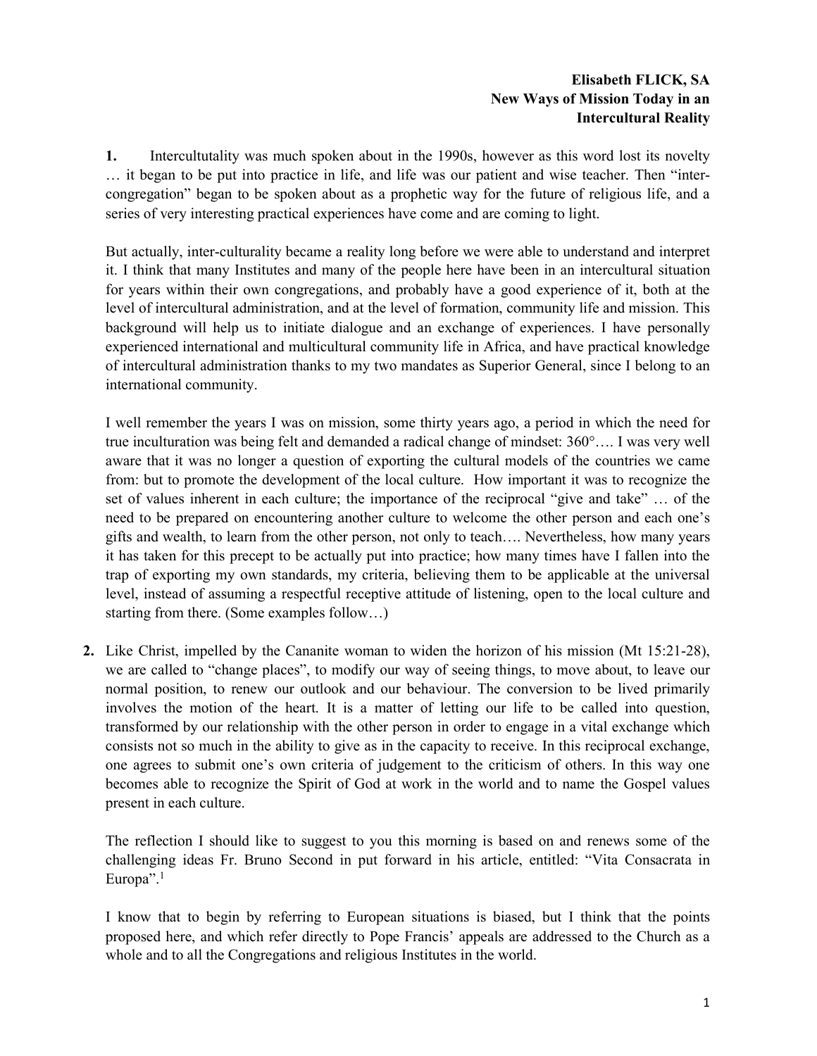**Elisabeth FLICK, SA**
**New Ways of Mission Today in an Intercultural Reality**

**1.** Intercultutality was much spoken about in the 1990s, however as this word lost its novelty … it began to be put into practice in life, and life was our patient and wise teacher. Then "inter-congregation" began to be spoken about as a prophetic way for the future of religious life, and a series of very interesting practical experiences have come and are coming to light.

But actually, inter-culturality became a reality long before we were able to understand and interpret it. I think that many Institutes and many of the people here have been in an intercultural situation for years within their own congregations, and probably have a good experience of it, both at the level of intercultural administration, and at the level of formation, community life and mission. This background will help us to initiate dialogue and an exchange of experiences. I have personally experienced international and multicultural community life in Africa, and have practical knowledge of intercultural administration thanks to my two mandates as Superior General, since I belong to an international community.

I well remember the years I was on mission, some thirty years ago, a period in which the need for true inculturation was being felt and demanded a radical change of mindset: 360°…. I was very well aware that it was no longer a question of exporting the cultural models of the countries we came from: but to promote the development of the local culture. How important it was to recognize the set of values inherent in each culture; the importance of the reciprocal "give and take" … of the need to be prepared on encountering another culture to welcome the other person and each one's gifts and wealth, to learn from the other person, not only to teach…. Nevertheless, how many years it has taken for this precept to be actually put into practice; how many times have I fallen into the trap of exporting my own standards, my criteria, believing them to be applicable at the universal level, instead of assuming a respectful receptive attitude of listening, open to the local culture and starting from there. (Some examples follow…)

**2.** Like Christ, impelled by the Cananite woman to widen the horizon of his mission (Mt 15:21-28), we are called to "change places", to modify our way of seeing things, to move about, to leave our normal position, to renew our outlook and our behaviour. The conversion to be lived primarily involves the motion of the heart. It is a matter of letting our life to be called into question, transformed by our relationship with the other person in order to engage in a vital exchange which consists not so much in the ability to give as in the capacity to receive. In this reciprocal exchange, one agrees to submit one's own criteria of judgement to the criticism of others. In this way one becomes able to recognize the Spirit of God at work in the world and to name the Gospel values present in each culture.

The reflection I should like to suggest to you this morning is based on and renews some of the challenging ideas Fr. Bruno Second in put forward in his article, entitled: "Vita Consacrata in Europa".[1]

I know that to begin by referring to European situations is biased, but I think that the points proposed here, and which refer directly to Pope Francis' appeals are addressed to the Church as a whole and to all the Congregations and religious Institutes in the world.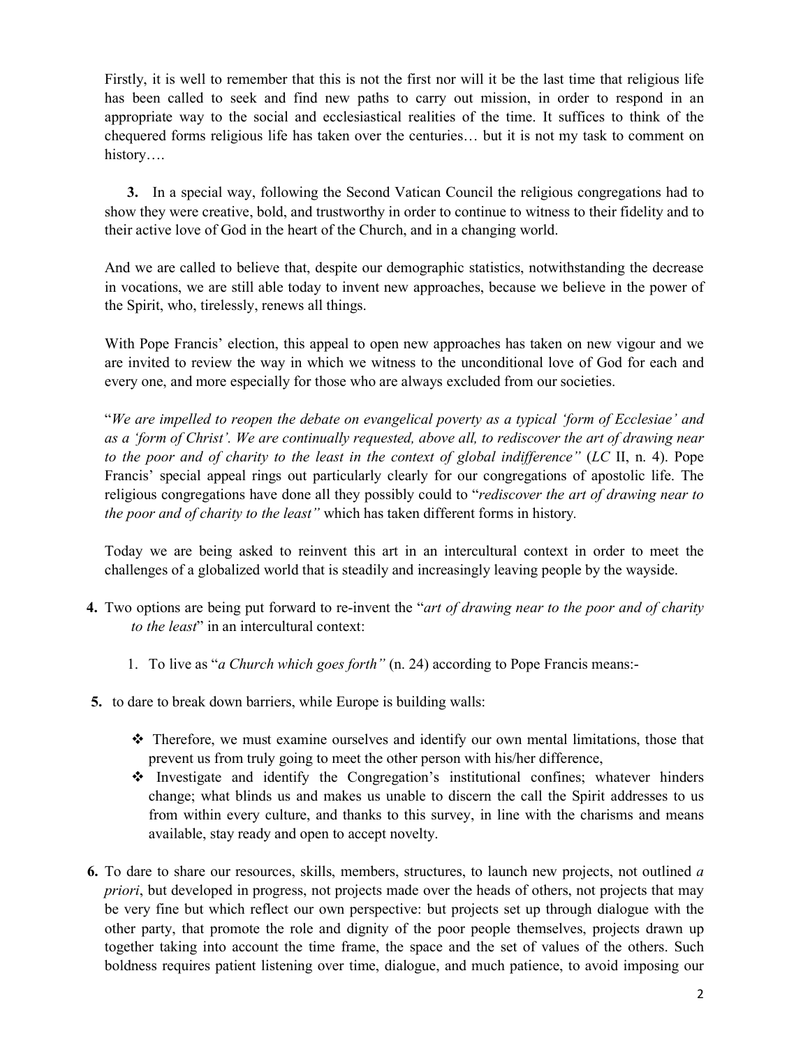Firstly, it is well to remember that this is not the first nor will it be the last time that religious life has been called to seek and find new paths to carry out mission, in order to respond in an appropriate way to the social and ecclesiastical realities of the time. It suffices to think of the chequered forms religious life has taken over the centuries… but it is not my task to comment on history….

**3.** In a special way, following the Second Vatican Council the religious congregations had to show they were creative, bold, and trustworthy in order to continue to witness to their fidelity and to their active love of God in the heart of the Church, and in a changing world.

And we are called to believe that, despite our demographic statistics, notwithstanding the decrease in vocations, we are still able today to invent new approaches, because we believe in the power of the Spirit, who, tirelessly, renews all things.

With Pope Francis' election, this appeal to open new approaches has taken on new vigour and we are invited to review the way in which we witness to the unconditional love of God for each and every one, and more especially for those who are always excluded from our societies.

"*We are impelled to reopen the debate on evangelical poverty as a typical 'form of Ecclesiae' and as a 'form of Christ'. We are continually requested, above all, to rediscover the art of drawing near to the poor and of charity to the least in the context of global indifference"* (*LC* II, n. 4). Pope Francis' special appeal rings out particularly clearly for our congregations of apostolic life. The religious congregations have done all they possibly could to "*rediscover the art of drawing near to the poor and of charity to the least"* which has taken different forms in history.

Today we are being asked to reinvent this art in an intercultural context in order to meet the challenges of a globalized world that is steadily and increasingly leaving people by the wayside.

**4.** Two options are being put forward to re-invent the "*art of drawing near to the poor and of charity to the least*" in an intercultural context:

1. To live as "*a Church which goes forth"* (n. 24) according to Pope Francis means:-

**5.** to dare to break down barriers, while Europe is building walls:

- Therefore, we must examine ourselves and identify our own mental limitations, those that prevent us from truly going to meet the other person with his/her difference,
- Investigate and identify the Congregation's institutional confines; whatever hinders change; what blinds us and makes us unable to discern the call the Spirit addresses to us from within every culture, and thanks to this survey, in line with the charisms and means available, stay ready and open to accept novelty.

**6.** To dare to share our resources, skills, members, structures, to launch new projects, not outlined *a priori*, but developed in progress, not projects made over the heads of others, not projects that may be very fine but which reflect our own perspective: but projects set up through dialogue with the other party, that promote the role and dignity of the poor people themselves, projects drawn up together taking into account the time frame, the space and the set of values of the others. Such boldness requires patient listening over time, dialogue, and much patience, to avoid imposing our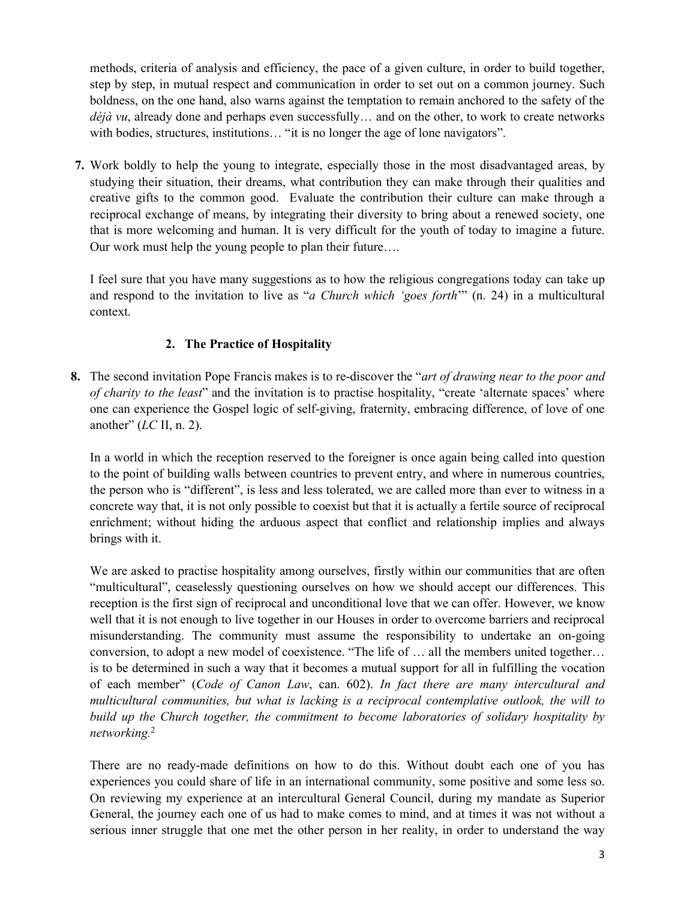methods, criteria of analysis and efficiency, the pace of a given culture, in order to build together, step by step, in mutual respect and communication in order to set out on a common journey. Such boldness, on the one hand, also warns against the temptation to remain anchored to the safety of the *déjà vu*, already done and perhaps even successfully… and on the other, to work to create networks with bodies, structures, institutions… "it is no longer the age of lone navigators".

**7.** Work boldly to help the young to integrate, especially those in the most disadvantaged areas, by studying their situation, their dreams, what contribution they can make through their qualities and creative gifts to the common good. Evaluate the contribution their culture can make through a reciprocal exchange of means, by integrating their diversity to bring about a renewed society, one that is more welcoming and human. It is very difficult for the youth of today to imagine a future. Our work must help the young people to plan their future….

I feel sure that you have many suggestions as to how the religious congregations today can take up and respond to the invitation to live as "*a Church which 'goes forth*'" (n. 24) in a multicultural context.

## 2. The Practice of Hospitality

**8.** The second invitation Pope Francis makes is to re-discover the "*art of drawing near to the poor and of charity to the least*" and the invitation is to practise hospitality, "create 'alternate spaces' where one can experience the Gospel logic of self-giving, fraternity, embracing difference, of love of one another" (*LC* II, n. 2).

In a world in which the reception reserved to the foreigner is once again being called into question to the point of building walls between countries to prevent entry, and where in numerous countries, the person who is "different", is less and less tolerated, we are called more than ever to witness in a concrete way that, it is not only possible to coexist but that it is actually a fertile source of reciprocal enrichment; without hiding the arduous aspect that conflict and relationship implies and always brings with it.

We are asked to practise hospitality among ourselves, firstly within our communities that are often "multicultural", ceaselessly questioning ourselves on how we should accept our differences. This reception is the first sign of reciprocal and unconditional love that we can offer. However, we know well that it is not enough to live together in our Houses in order to overcome barriers and reciprocal misunderstanding. The community must assume the responsibility to undertake an on-going conversion, to adopt a new model of coexistence. "The life of … all the members united together… is to be determined in such a way that it becomes a mutual support for all in fulfilling the vocation of each member" (*Code of Canon Law*, can. 602). *In fact there are many intercultural and multicultural communities, but what is lacking is a reciprocal contemplative outlook, the will to build up the Church together, the commitment to become laboratories of solidary hospitality by networking.*[2]

There are no ready-made definitions on how to do this. Without doubt each one of you has experiences you could share of life in an international community, some positive and some less so. On reviewing my experience at an intercultural General Council, during my mandate as Superior General, the journey each one of us had to make comes to mind, and at times it was not without a serious inner struggle that one met the other person in her reality, in order to understand the way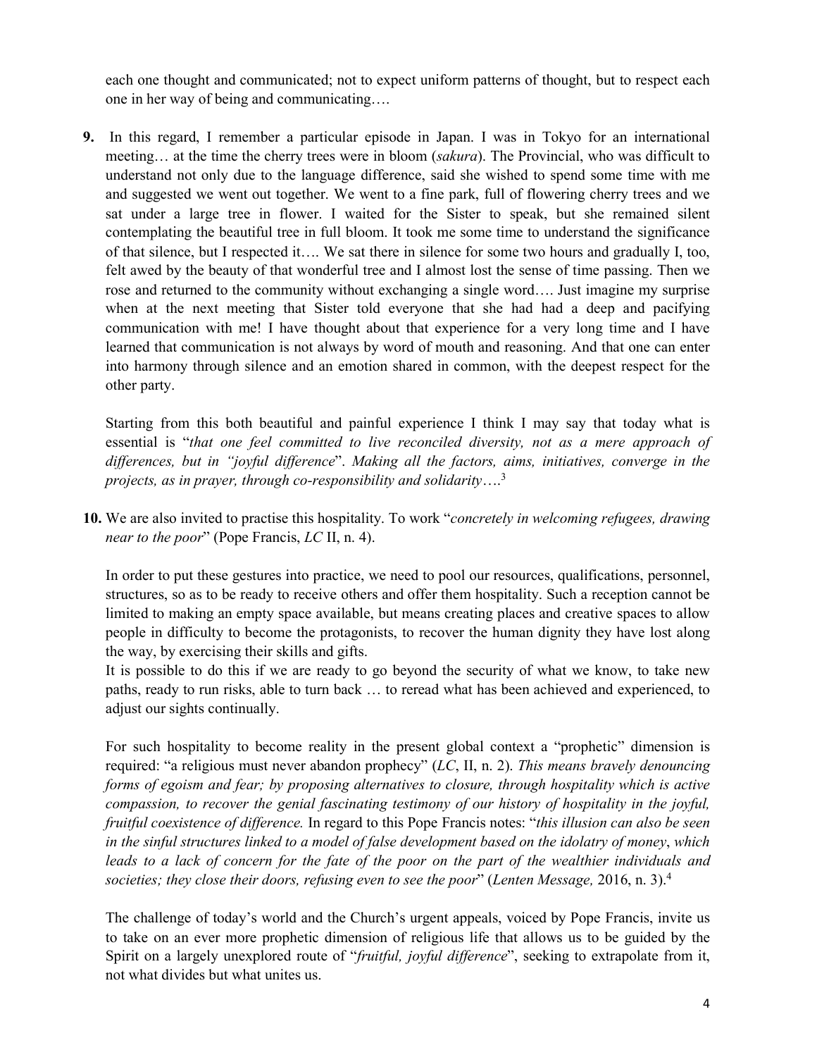each one thought and communicated; not to expect uniform patterns of thought, but to respect each one in her way of being and communicating….

**9.** In this regard, I remember a particular episode in Japan. I was in Tokyo for an international meeting… at the time the cherry trees were in bloom (*sakura*). The Provincial, who was difficult to understand not only due to the language difference, said she wished to spend some time with me and suggested we went out together. We went to a fine park, full of flowering cherry trees and we sat under a large tree in flower. I waited for the Sister to speak, but she remained silent contemplating the beautiful tree in full bloom. It took me some time to understand the significance of that silence, but I respected it…. We sat there in silence for some two hours and gradually I, too, felt awed by the beauty of that wonderful tree and I almost lost the sense of time passing. Then we rose and returned to the community without exchanging a single word…. Just imagine my surprise when at the next meeting that Sister told everyone that she had had a deep and pacifying communication with me! I have thought about that experience for a very long time and I have learned that communication is not always by word of mouth and reasoning. And that one can enter into harmony through silence and an emotion shared in common, with the deepest respect for the other party.

Starting from this both beautiful and painful experience I think I may say that today what is essential is "*that one feel committed to live reconciled diversity, not as a mere approach of differences, but in "joyful difference*". *Making all the factors, aims, initiatives, converge in the projects, as in prayer, through co-responsibility and solidarity*….[3]

**10.** We are also invited to practise this hospitality. To work "*concretely in welcoming refugees, drawing near to the poor*" (Pope Francis, *LC* II, n. 4).

In order to put these gestures into practice, we need to pool our resources, qualifications, personnel, structures, so as to be ready to receive others and offer them hospitality. Such a reception cannot be limited to making an empty space available, but means creating places and creative spaces to allow people in difficulty to become the protagonists, to recover the human dignity they have lost along the way, by exercising their skills and gifts.
It is possible to do this if we are ready to go beyond the security of what we know, to take new paths, ready to run risks, able to turn back … to reread what has been achieved and experienced, to adjust our sights continually.

For such hospitality to become reality in the present global context a "prophetic" dimension is required: "a religious must never abandon prophecy" (*LC*, II, n. 2). *This means bravely denouncing forms of egoism and fear; by proposing alternatives to closure, through hospitality which is active compassion, to recover the genial fascinating testimony of our history of hospitality in the joyful, fruitful coexistence of difference.* In regard to this Pope Francis notes: "*this illusion can also be seen in the sinful structures linked to a model of false development based on the idolatry of money*, *which leads to a lack of concern for the fate of the poor on the part of the wealthier individuals and societies; they close their doors, refusing even to see the poor*" (*Lenten Message,* 2016, n. 3).[4]

The challenge of today's world and the Church's urgent appeals, voiced by Pope Francis, invite us to take on an ever more prophetic dimension of religious life that allows us to be guided by the Spirit on a largely unexplored route of "*fruitful, joyful difference*", seeking to extrapolate from it, not what divides but what unites us.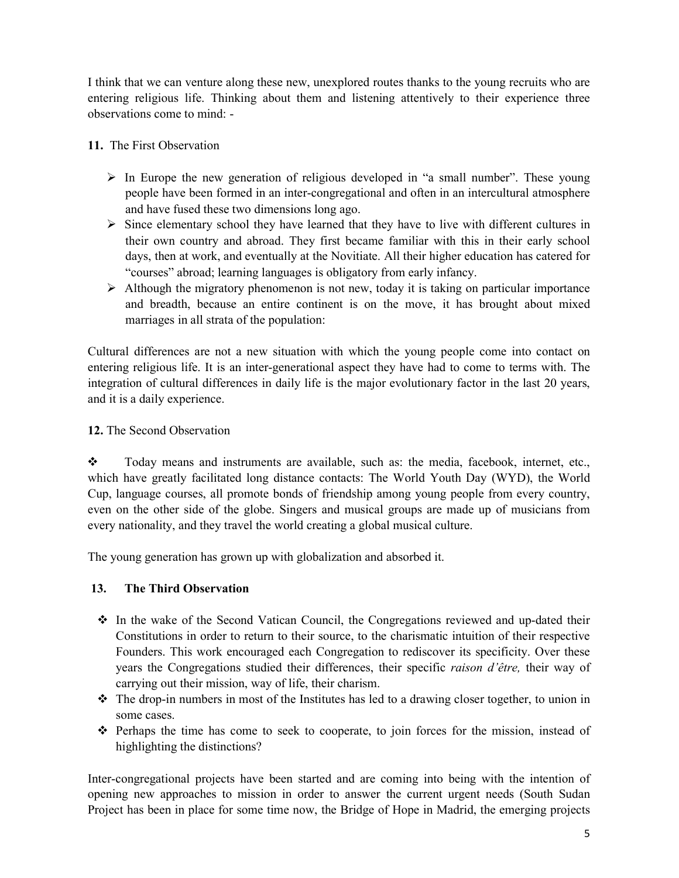I think that we can venture along these new, unexplored routes thanks to the young recruits who are entering religious life. Thinking about them and listening attentively to their experience three observations come to mind: -

**11.** The First Observation

- In Europe the new generation of religious developed in "a small number". These young people have been formed in an inter-congregational and often in an intercultural atmosphere and have fused these two dimensions long ago.
- Since elementary school they have learned that they have to live with different cultures in their own country and abroad. They first became familiar with this in their early school days, then at work, and eventually at the Novitiate. All their higher education has catered for "courses" abroad; learning languages is obligatory from early infancy.
- Although the migratory phenomenon is not new, today it is taking on particular importance and breadth, because an entire continent is on the move, it has brought about mixed marriages in all strata of the population:

Cultural differences are not a new situation with which the young people come into contact on entering religious life. It is an inter-generational aspect they have had to come to terms with. The integration of cultural differences in daily life is the major evolutionary factor in the last 20 years, and it is a daily experience.

**12.** The Second Observation

- Today means and instruments are available, such as: the media, facebook, internet, etc., which have greatly facilitated long distance contacts: The World Youth Day (WYD), the World Cup, language courses, all promote bonds of friendship among young people from every country, even on the other side of the globe. Singers and musical groups are made up of musicians from every nationality, and they travel the world creating a global musical culture.

The young generation has grown up with globalization and absorbed it.

**13. The Third Observation**

- In the wake of the Second Vatican Council, the Congregations reviewed and up-dated their Constitutions in order to return to their source, to the charismatic intuition of their respective Founders. This work encouraged each Congregation to rediscover its specificity. Over these years the Congregations studied their differences, their specific *raison d'être,* their way of carrying out their mission, way of life, their charism.
- The drop-in numbers in most of the Institutes has led to a drawing closer together, to union in some cases.
- Perhaps the time has come to seek to cooperate, to join forces for the mission, instead of highlighting the distinctions?

Inter-congregational projects have been started and are coming into being with the intention of opening new approaches to mission in order to answer the current urgent needs (South Sudan Project has been in place for some time now, the Bridge of Hope in Madrid, the emerging projects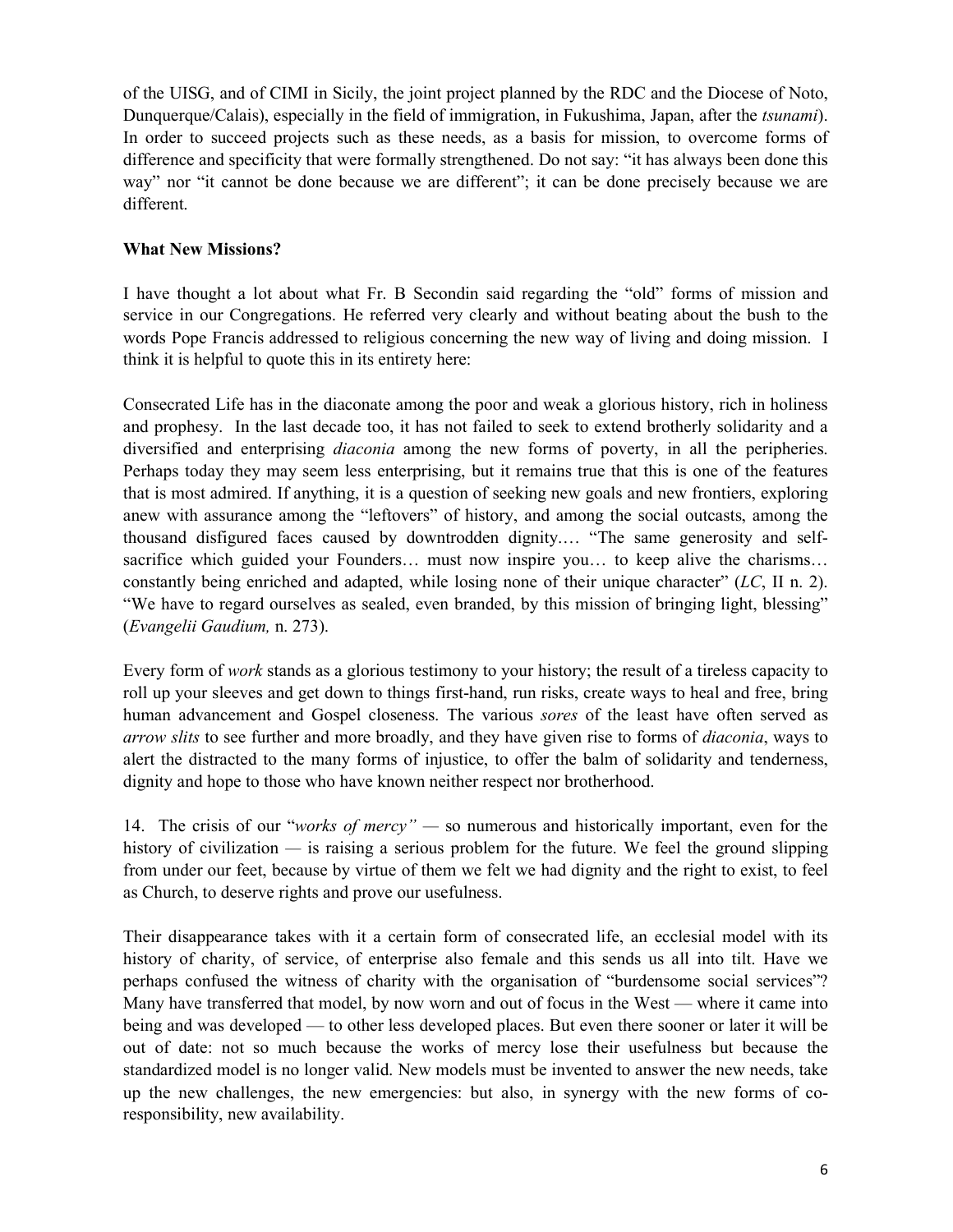of the UISG, and of CIMI in Sicily, the joint project planned by the RDC and the Diocese of Noto, Dunquerque/Calais), especially in the field of immigration, in Fukushima, Japan, after the *tsunami*). In order to succeed projects such as these needs, as a basis for mission, to overcome forms of difference and specificity that were formally strengthened. Do not say: "it has always been done this way" nor "it cannot be done because we are different"; it can be done precisely because we are different.

**What New Missions?**

I have thought a lot about what Fr. B Secondin said regarding the "old" forms of mission and service in our Congregations. He referred very clearly and without beating about the bush to the words Pope Francis addressed to religious concerning the new way of living and doing mission. I think it is helpful to quote this in its entirety here:

Consecrated Life has in the diaconate among the poor and weak a glorious history, rich in holiness and prophesy. In the last decade too, it has not failed to seek to extend brotherly solidarity and a diversified and enterprising *diaconia* among the new forms of poverty, in all the peripheries. Perhaps today they may seem less enterprising, but it remains true that this is one of the features that is most admired. If anything, it is a question of seeking new goals and new frontiers, exploring anew with assurance among the "leftovers" of history, and among the social outcasts, among the thousand disfigured faces caused by downtrodden dignity.… "The same generosity and self-sacrifice which guided your Founders… must now inspire you… to keep alive the charisms… constantly being enriched and adapted, while losing none of their unique character" (*LC*, II n. 2). "We have to regard ourselves as sealed, even branded, by this mission of bringing light, blessing" (*Evangelii Gaudium,* n. 273).

Every form of *work* stands as a glorious testimony to your history; the result of a tireless capacity to roll up your sleeves and get down to things first-hand, run risks, create ways to heal and free, bring human advancement and Gospel closeness. The various *sores* of the least have often served as *arrow slits* to see further and more broadly, and they have given rise to forms of *diaconia*, ways to alert the distracted to the many forms of injustice, to offer the balm of solidarity and tenderness, dignity and hope to those who have known neither respect nor brotherhood.

14. The crisis of our "*works of mercy"* — so numerous and historically important, even for the history of civilization — is raising a serious problem for the future. We feel the ground slipping from under our feet, because by virtue of them we felt we had dignity and the right to exist, to feel as Church, to deserve rights and prove our usefulness.

Their disappearance takes with it a certain form of consecrated life, an ecclesial model with its history of charity, of service, of enterprise also female and this sends us all into tilt. Have we perhaps confused the witness of charity with the organisation of "burdensome social services"? Many have transferred that model, by now worn and out of focus in the West — where it came into being and was developed — to other less developed places. But even there sooner or later it will be out of date: not so much because the works of mercy lose their usefulness but because the standardized model is no longer valid. New models must be invented to answer the new needs, take up the new challenges, the new emergencies: but also, in synergy with the new forms of co-responsibility, new availability.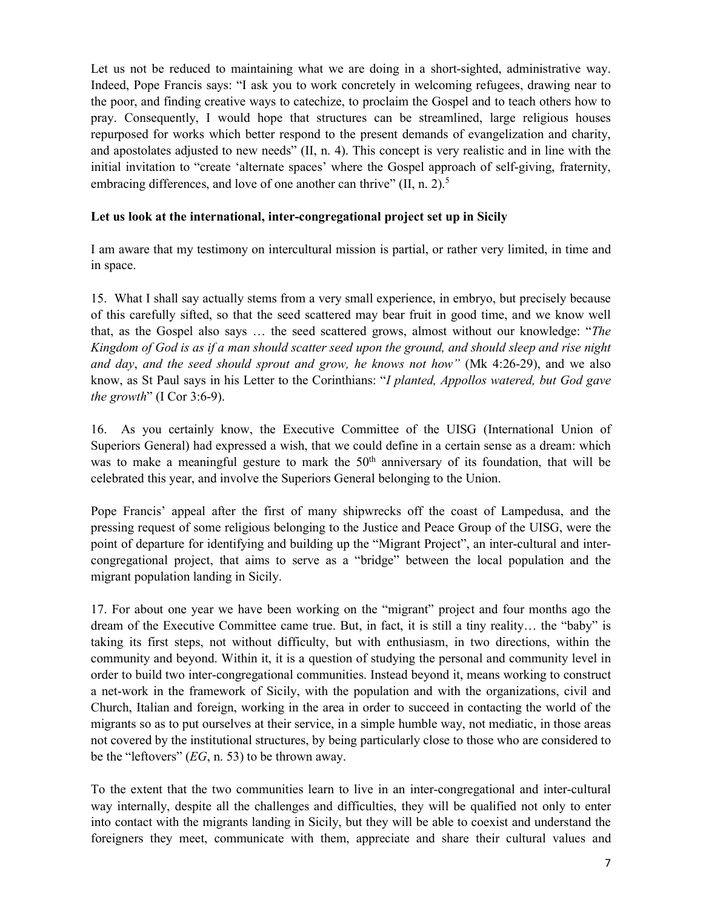Let us not be reduced to maintaining what we are doing in a short-sighted, administrative way. Indeed, Pope Francis says: "I ask you to work concretely in welcoming refugees, drawing near to the poor, and finding creative ways to catechize, to proclaim the Gospel and to teach others how to pray. Consequently, I would hope that structures can be streamlined, large religious houses repurposed for works which better respond to the present demands of evangelization and charity, and apostolates adjusted to new needs" (II, n. 4). This concept is very realistic and in line with the initial invitation to "create 'alternate spaces' where the Gospel approach of self-giving, fraternity, embracing differences, and love of one another can thrive" (II, n. 2).[5]

**Let us look at the international, inter-congregational project set up in Sicily**

I am aware that my testimony on intercultural mission is partial, or rather very limited, in time and in space.

15. What I shall say actually stems from a very small experience, in embryo, but precisely because of this carefully sifted, so that the seed scattered may bear fruit in good time, and we know well that, as the Gospel also says … the seed scattered grows, almost without our knowledge: "*The Kingdom of God is as if a man should scatter seed upon the ground, and should sleep and rise night and day*, *and the seed should sprout and grow, he knows not how"* (Mk 4:26-29), and we also know, as St Paul says in his Letter to the Corinthians: "*I planted, Appollos watered, but God gave the growth*" (I Cor 3:6-9).

16. As you certainly know, the Executive Committee of the UISG (International Union of Superiors General) had expressed a wish, that we could define in a certain sense as a dream: which was to make a meaningful gesture to mark the 50th anniversary of its foundation, that will be celebrated this year, and involve the Superiors General belonging to the Union.

Pope Francis' appeal after the first of many shipwrecks off the coast of Lampedusa, and the pressing request of some religious belonging to the Justice and Peace Group of the UISG, were the point of departure for identifying and building up the "Migrant Project", an inter-cultural and inter-congregational project, that aims to serve as a "bridge" between the local population and the migrant population landing in Sicily.

17. For about one year we have been working on the "migrant" project and four months ago the dream of the Executive Committee came true. But, in fact, it is still a tiny reality… the "baby" is taking its first steps, not without difficulty, but with enthusiasm, in two directions, within the community and beyond. Within it, it is a question of studying the personal and community level in order to build two inter-congregational communities. Instead beyond it, means working to construct a net-work in the framework of Sicily, with the population and with the organizations, civil and Church, Italian and foreign, working in the area in order to succeed in contacting the world of the migrants so as to put ourselves at their service, in a simple humble way, not mediatic, in those areas not covered by the institutional structures, by being particularly close to those who are considered to be the "leftovers" (*EG*, n. 53) to be thrown away.

To the extent that the two communities learn to live in an inter-congregational and inter-cultural way internally, despite all the challenges and difficulties, they will be qualified not only to enter into contact with the migrants landing in Sicily, but they will be able to coexist and understand the foreigners they meet, communicate with them, appreciate and share their cultural values and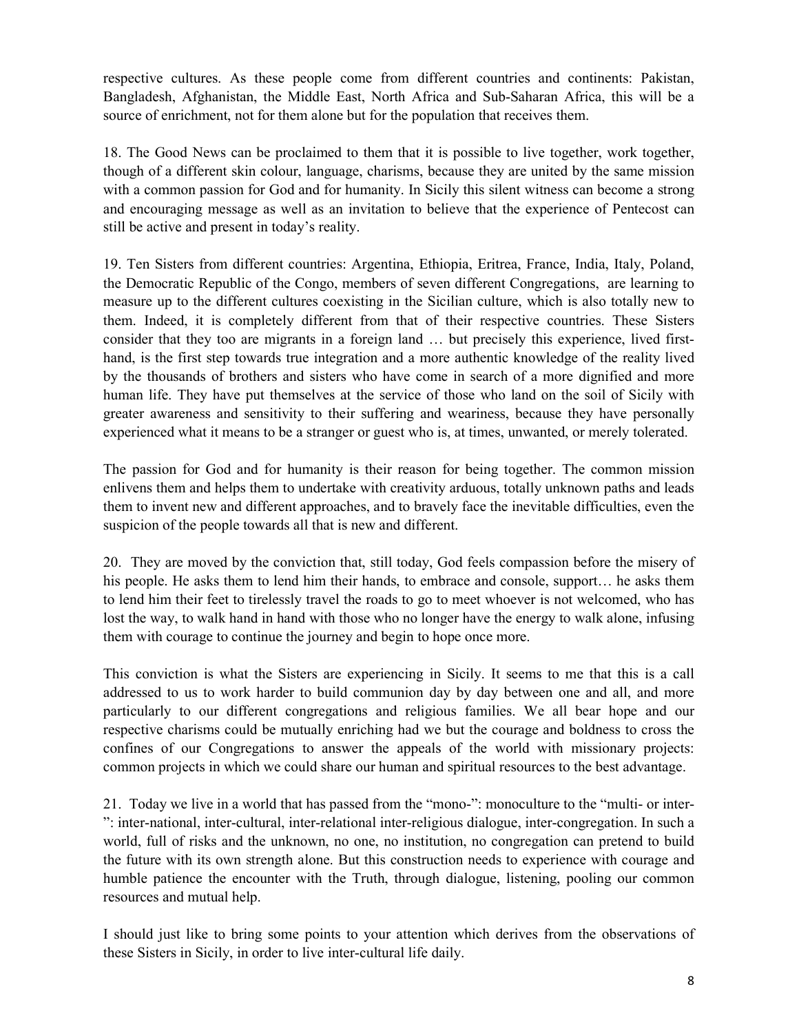respective cultures. As these people come from different countries and continents: Pakistan, Bangladesh, Afghanistan, the Middle East, North Africa and Sub-Saharan Africa, this will be a source of enrichment, not for them alone but for the population that receives them.

18. The Good News can be proclaimed to them that it is possible to live together, work together, though of a different skin colour, language, charisms, because they are united by the same mission with a common passion for God and for humanity. In Sicily this silent witness can become a strong and encouraging message as well as an invitation to believe that the experience of Pentecost can still be active and present in today's reality.

19. Ten Sisters from different countries: Argentina, Ethiopia, Eritrea, France, India, Italy, Poland, the Democratic Republic of the Congo, members of seven different Congregations, are learning to measure up to the different cultures coexisting in the Sicilian culture, which is also totally new to them. Indeed, it is completely different from that of their respective countries. These Sisters consider that they too are migrants in a foreign land … but precisely this experience, lived first-hand, is the first step towards true integration and a more authentic knowledge of the reality lived by the thousands of brothers and sisters who have come in search of a more dignified and more human life. They have put themselves at the service of those who land on the soil of Sicily with greater awareness and sensitivity to their suffering and weariness, because they have personally experienced what it means to be a stranger or guest who is, at times, unwanted, or merely tolerated.

The passion for God and for humanity is their reason for being together. The common mission enlivens them and helps them to undertake with creativity arduous, totally unknown paths and leads them to invent new and different approaches, and to bravely face the inevitable difficulties, even the suspicion of the people towards all that is new and different.

20. They are moved by the conviction that, still today, God feels compassion before the misery of his people. He asks them to lend him their hands, to embrace and console, support… he asks them to lend him their feet to tirelessly travel the roads to go to meet whoever is not welcomed, who has lost the way, to walk hand in hand with those who no longer have the energy to walk alone, infusing them with courage to continue the journey and begin to hope once more.

This conviction is what the Sisters are experiencing in Sicily. It seems to me that this is a call addressed to us to work harder to build communion day by day between one and all, and more particularly to our different congregations and religious families. We all bear hope and our respective charisms could be mutually enriching had we but the courage and boldness to cross the confines of our Congregations to answer the appeals of the world with missionary projects: common projects in which we could share our human and spiritual resources to the best advantage.

21. Today we live in a world that has passed from the "mono-": monoculture to the "multi- or inter-": inter-national, inter-cultural, inter-relational inter-religious dialogue, inter-congregation. In such a world, full of risks and the unknown, no one, no institution, no congregation can pretend to build the future with its own strength alone. But this construction needs to experience with courage and humble patience the encounter with the Truth, through dialogue, listening, pooling our common resources and mutual help.

I should just like to bring some points to your attention which derives from the observations of these Sisters in Sicily, in order to live inter-cultural life daily.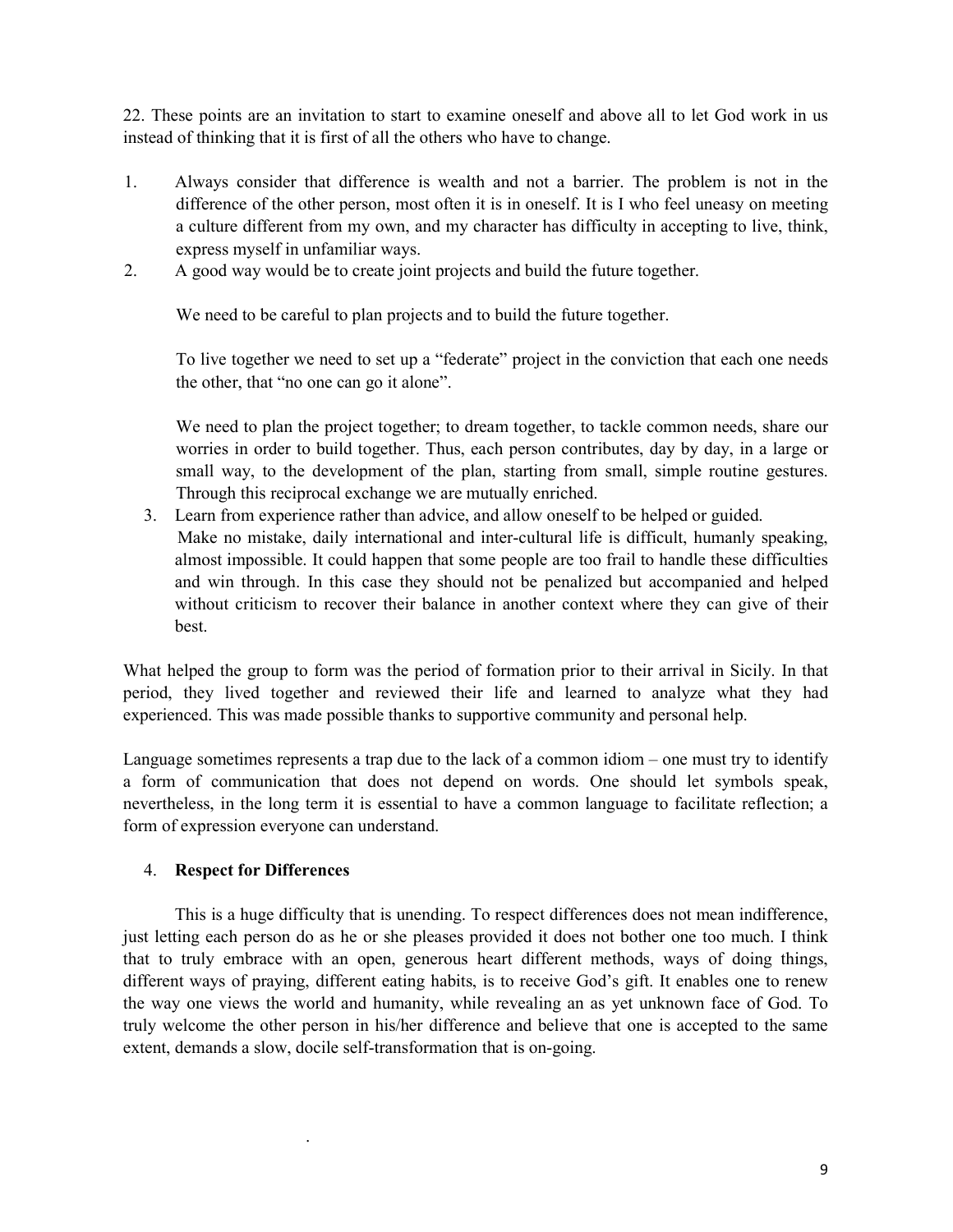22. These points are an invitation to start to examine oneself and above all to let God work in us instead of thinking that it is first of all the others who have to change.

1. Always consider that difference is wealth and not a barrier. The problem is not in the difference of the other person, most often it is in oneself. It is I who feel uneasy on meeting a culture different from my own, and my character has difficulty in accepting to live, think, express myself in unfamiliar ways.
2. A good way would be to create joint projects and build the future together.

   We need to be careful to plan projects and to build the future together.

   To live together we need to set up a "federate" project in the conviction that each one needs the other, that "no one can go it alone".

   We need to plan the project together; to dream together, to tackle common needs, share our worries in order to build together. Thus, each person contributes, day by day, in a large or small way, to the development of the plan, starting from small, simple routine gestures. Through this reciprocal exchange we are mutually enriched.
3. Learn from experience rather than advice, and allow oneself to be helped or guided.
   Make no mistake, daily international and inter-cultural life is difficult, humanly speaking, almost impossible. It could happen that some people are too frail to handle these difficulties and win through. In this case they should not be penalized but accompanied and helped without criticism to recover their balance in another context where they can give of their best.

What helped the group to form was the period of formation prior to their arrival in Sicily. In that period, they lived together and reviewed their life and learned to analyze what they had experienced. This was made possible thanks to supportive community and personal help.

Language sometimes represents a trap due to the lack of a common idiom – one must try to identify a form of communication that does not depend on words. One should let symbols speak, nevertheless, in the long term it is essential to have a common language to facilitate reflection; a form of expression everyone can understand.

4. **Respect for Differences**

This is a huge difficulty that is unending. To respect differences does not mean indifference, just letting each person do as he or she pleases provided it does not bother one too much. I think that to truly embrace with an open, generous heart different methods, ways of doing things, different ways of praying, different eating habits, is to receive God's gift. It enables one to renew the way one views the world and humanity, while revealing an as yet unknown face of God. To truly welcome the other person in his/her difference and believe that one is accepted to the same extent, demands a slow, docile self-transformation that is on-going.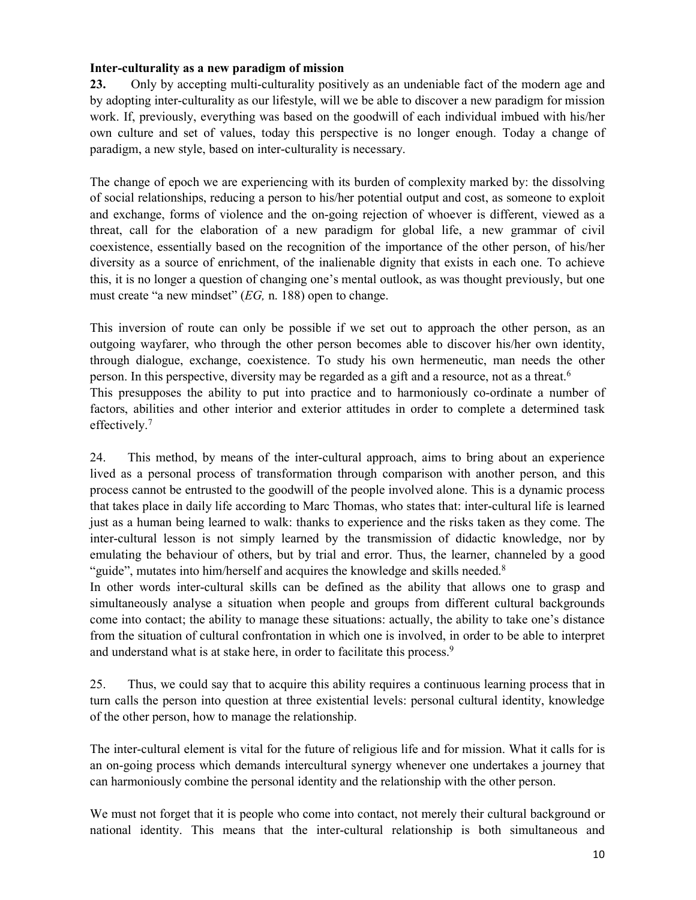**Inter-culturality as a new paradigm of mission**

**23.** Only by accepting multi-culturality positively as an undeniable fact of the modern age and by adopting inter-culturality as our lifestyle, will we be able to discover a new paradigm for mission work. If, previously, everything was based on the goodwill of each individual imbued with his/her own culture and set of values, today this perspective is no longer enough. Today a change of paradigm, a new style, based on inter-culturality is necessary.

The change of epoch we are experiencing with its burden of complexity marked by: the dissolving of social relationships, reducing a person to his/her potential output and cost, as someone to exploit and exchange, forms of violence and the on-going rejection of whoever is different, viewed as a threat, call for the elaboration of a new paradigm for global life, a new grammar of civil coexistence, essentially based on the recognition of the importance of the other person, of his/her diversity as a source of enrichment, of the inalienable dignity that exists in each one. To achieve this, it is no longer a question of changing one's mental outlook, as was thought previously, but one must create "a new mindset" (*EG,* n. 188) open to change.

This inversion of route can only be possible if we set out to approach the other person, as an outgoing wayfarer, who through the other person becomes able to discover his/her own identity, through dialogue, exchange, coexistence. To study his own hermeneutic, man needs the other person. In this perspective, diversity may be regarded as a gift and a resource, not as a threat.[6]
This presupposes the ability to put into practice and to harmoniously co-ordinate a number of factors, abilities and other interior and exterior attitudes in order to complete a determined task effectively.[7]

24. This method, by means of the inter-cultural approach, aims to bring about an experience lived as a personal process of transformation through comparison with another person, and this process cannot be entrusted to the goodwill of the people involved alone. This is a dynamic process that takes place in daily life according to Marc Thomas, who states that: inter-cultural life is learned just as a human being learned to walk: thanks to experience and the risks taken as they come. The inter-cultural lesson is not simply learned by the transmission of didactic knowledge, nor by emulating the behaviour of others, but by trial and error. Thus, the learner, channeled by a good "guide", mutates into him/herself and acquires the knowledge and skills needed.[8]
In other words inter-cultural skills can be defined as the ability that allows one to grasp and simultaneously analyse a situation when people and groups from different cultural backgrounds come into contact; the ability to manage these situations: actually, the ability to take one's distance from the situation of cultural confrontation in which one is involved, in order to be able to interpret and understand what is at stake here, in order to facilitate this process.[9]

25. Thus, we could say that to acquire this ability requires a continuous learning process that in turn calls the person into question at three existential levels: personal cultural identity, knowledge of the other person, how to manage the relationship.

The inter-cultural element is vital for the future of religious life and for mission. What it calls for is an on-going process which demands intercultural synergy whenever one undertakes a journey that can harmoniously combine the personal identity and the relationship with the other person.

We must not forget that it is people who come into contact, not merely their cultural background or national identity. This means that the inter-cultural relationship is both simultaneous and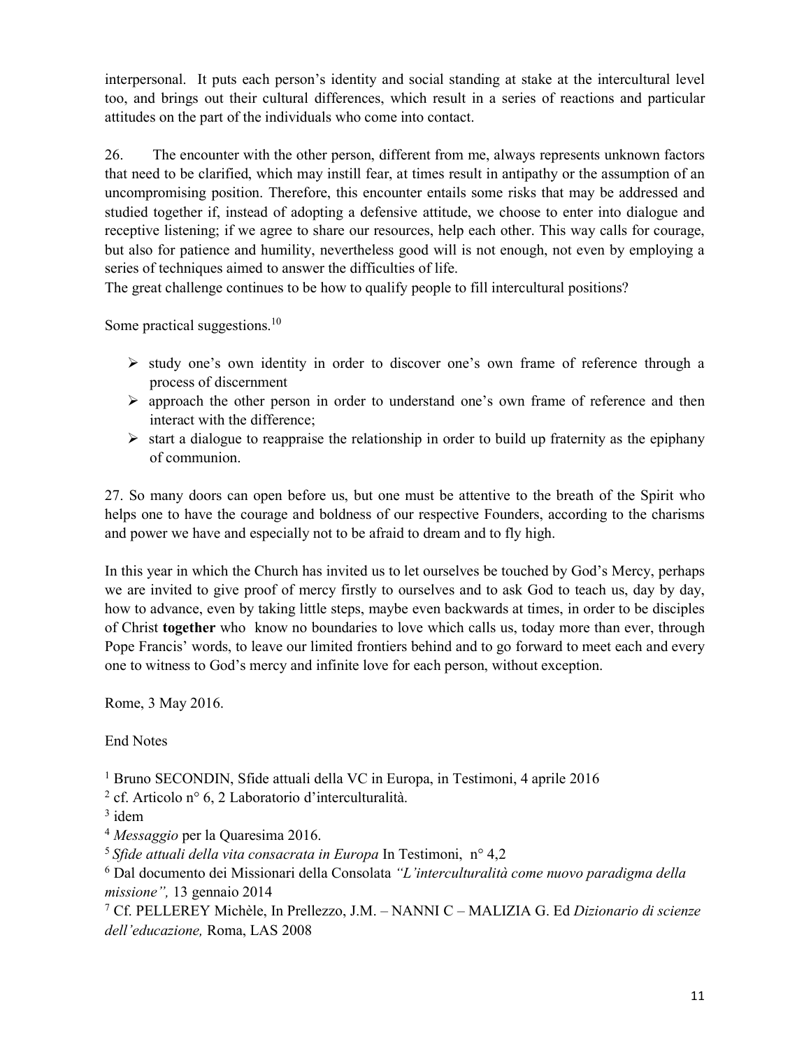interpersonal. It puts each person's identity and social standing at stake at the intercultural level too, and brings out their cultural differences, which result in a series of reactions and particular attitudes on the part of the individuals who come into contact.

26. The encounter with the other person, different from me, always represents unknown factors that need to be clarified, which may instill fear, at times result in antipathy or the assumption of an uncompromising position. Therefore, this encounter entails some risks that may be addressed and studied together if, instead of adopting a defensive attitude, we choose to enter into dialogue and receptive listening; if we agree to share our resources, help each other. This way calls for courage, but also for patience and humility, nevertheless good will is not enough, not even by employing a series of techniques aimed to answer the difficulties of life.
The great challenge continues to be how to qualify people to fill intercultural positions?

Some practical suggestions.[10]

- study one's own identity in order to discover one's own frame of reference through a process of discernment
- approach the other person in order to understand one's own frame of reference and then interact with the difference;
- start a dialogue to reappraise the relationship in order to build up fraternity as the epiphany of communion.

27. So many doors can open before us, but one must be attentive to the breath of the Spirit who helps one to have the courage and boldness of our respective Founders, according to the charisms and power we have and especially not to be afraid to dream and to fly high.

In this year in which the Church has invited us to let ourselves be touched by God's Mercy, perhaps we are invited to give proof of mercy firstly to ourselves and to ask God to teach us, day by day, how to advance, even by taking little steps, maybe even backwards at times, in order to be disciples of Christ **together** who know no boundaries to love which calls us, today more than ever, through Pope Francis' words, to leave our limited frontiers behind and to go forward to meet each and every one to witness to God's mercy and infinite love for each person, without exception.

Rome, 3 May 2016.

End Notes

[1] Bruno SECONDIN, Sfide attuali della VC in Europa, in Testimoni, 4 aprile 2016
[2] cf. Articolo n° 6, 2 Laboratorio d'interculturalità.
[3] idem
[4] *Messaggio* per la Quaresima 2016.
[5] *Sfide attuali della vita consacrata in Europa* In Testimoni, n° 4,2
[6] Dal documento dei Missionari della Consolata *"L'interculturalità come nuovo paradigma della missione"*, 13 gennaio 2014
[7] Cf. PELLEREY Michèle, In Prellezzo, J.M. – NANNI C – MALIZIA G. Ed *Dizionario di scienze dell'educazione,* Roma, LAS 2008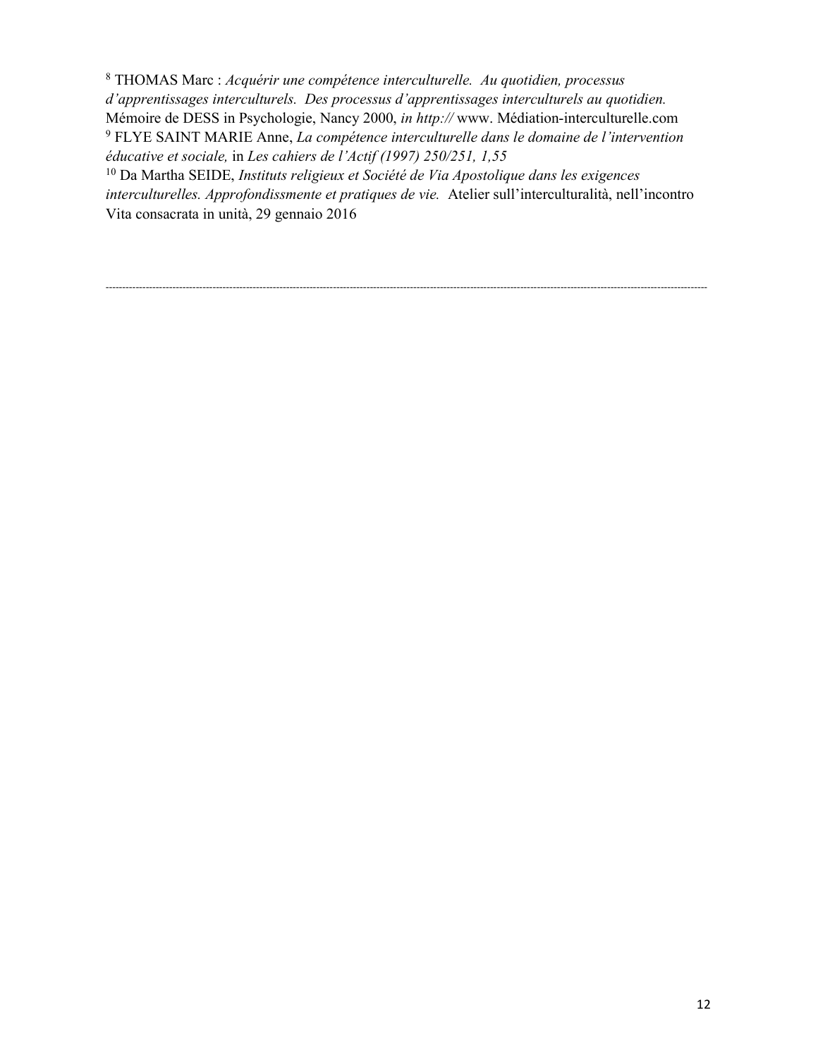[8] THOMAS Marc : *Acquérir une compétence interculturelle. Au quotidien, processus d'apprentissages interculturels. Des processus d'apprentissages interculturels au quotidien.* Mémoire de DESS in Psychologie, Nancy 2000, *in http://* www. Médiation-interculturelle.com
[9] FLYE SAINT MARIE Anne, *La compétence interculturelle dans le domaine de l'intervention éducative et sociale,* in *Les cahiers de l'Actif (1997) 250/251, 1,55*
[10] Da Martha SEIDE, *Instituts religieux et Société de Via Apostolique dans les exigences interculturelles. Approfondissmente et pratiques de vie.* Atelier sull'interculturalità, nell'incontro Vita consacrata in unità, 29 gennaio 2016

---